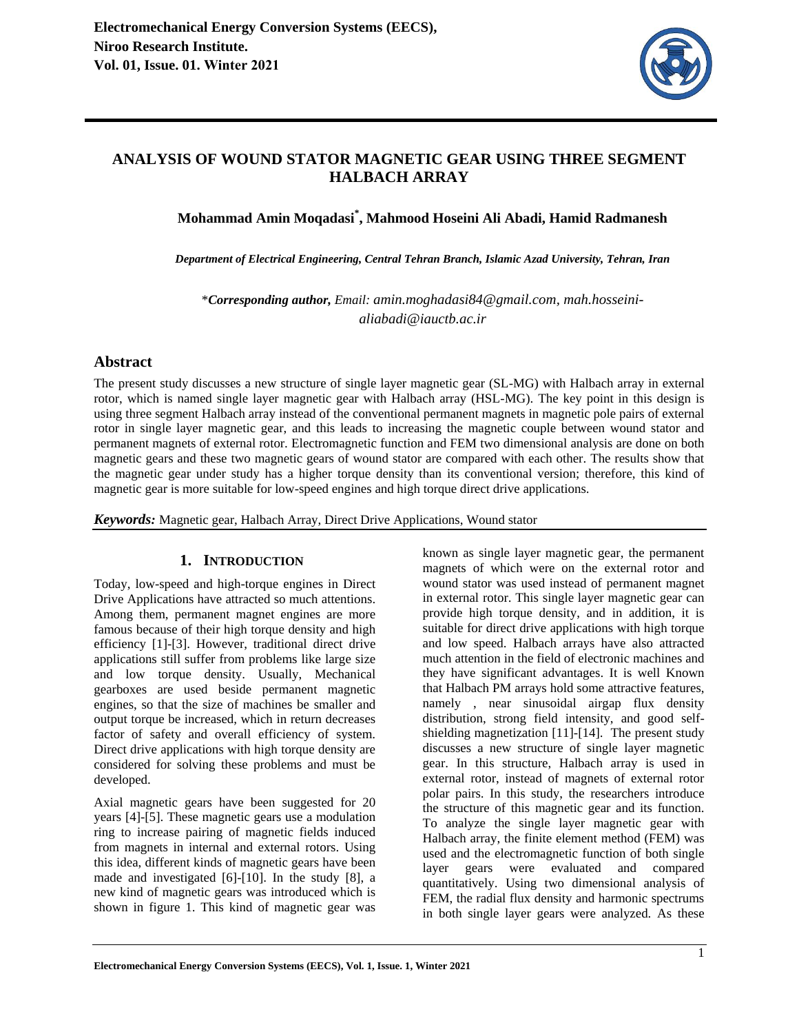# ANALYSIS OF WOUND STATOR MAGNETIC GEAR USING THREE SEGMENT HALBACH ARRAY

**Mohammad Amin Moqadasi*, Mahmood Hoseini Ali Abadi, Hamid Radmanesh**

***Department of Electrical Engineering, Central Tehran Branch, Islamic Azad University, Tehran, Iran***

\****Corresponding author,*** *Email: amin.moghadasi84@gmail.com, mah.hosseini-aliabadi@iauctb.ac.ir*

## Abstract

The present study discusses a new structure of single layer magnetic gear (SL-MG) with Halbach array in external rotor, which is named single layer magnetic gear with Halbach array (HSL-MG). The key point in this design is using three segment Halbach array instead of the conventional permanent magnets in magnetic pole pairs of external rotor in single layer magnetic gear, and this leads to increasing the magnetic couple between wound stator and permanent magnets of external rotor. Electromagnetic function and FEM two dimensional analysis are done on both magnetic gears and these two magnetic gears of wound stator are compared with each other. The results show that the magnetic gear under study has a higher torque density than its conventional version; therefore, this kind of magnetic gear is more suitable for low-speed engines and high torque direct drive applications.

***Keywords:*** Magnetic gear, Halbach Array, Direct Drive Applications, Wound stator

## 1. INTRODUCTION

Today, low-speed and high-torque engines in Direct Drive Applications have attracted so much attentions. Among them, permanent magnet engines are more famous because of their high torque density and high efficiency [1]-[3]. However, traditional direct drive applications still suffer from problems like large size and low torque density. Usually, Mechanical gearboxes are used beside permanent magnetic engines, so that the size of machines be smaller and output torque be increased, which in return decreases factor of safety and overall efficiency of system. Direct drive applications with high torque density are considered for solving these problems and must be developed.

Axial magnetic gears have been suggested for 20 years [4]-[5]. These magnetic gears use a modulation ring to increase pairing of magnetic fields induced from magnets in internal and external rotors. Using this idea, different kinds of magnetic gears have been made and investigated [6]-[10]. In the study [8], a new kind of magnetic gears was introduced which is shown in figure 1. This kind of magnetic gear was known as single layer magnetic gear, the permanent magnets of which were on the external rotor and wound stator was used instead of permanent magnet in external rotor. This single layer magnetic gear can provide high torque density, and in addition, it is suitable for direct drive applications with high torque and low speed. Halbach arrays have also attracted much attention in the field of electronic machines and they have significant advantages. It is well Known that Halbach PM arrays hold some attractive features, namely , near sinusoidal airgap flux density distribution, strong field intensity, and good self-shielding magnetization [11]-[14]. The present study discusses a new structure of single layer magnetic gear. In this structure, Halbach array is used in external rotor, instead of magnets of external rotor polar pairs. In this study, the researchers introduce the structure of this magnetic gear and its function. To analyze the single layer magnetic gear with Halbach array, the finite element method (FEM) was used and the electromagnetic function of both single layer gears were evaluated and compared quantitatively. Using two dimensional analysis of FEM, the radial flux density and harmonic spectrums in both single layer gears were analyzed. As these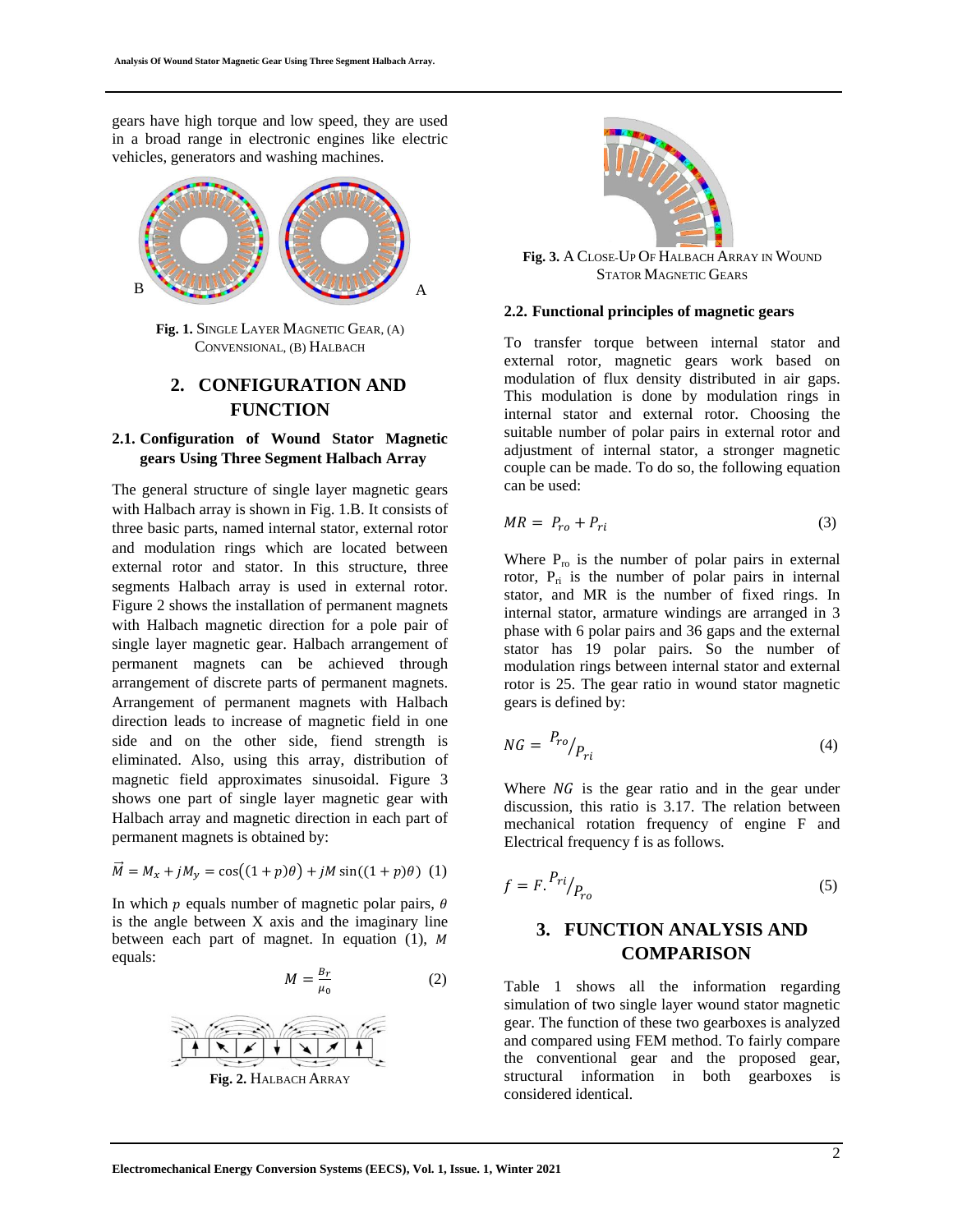gears have high torque and low speed, they are used in a broad range in electronic engines like electric vehicles, generators and washing machines.

**Fig. 1.** SINGLE LAYER MAGNETIC GEAR, (A) CONVENSIONAL, (B) HALBACH

## 2. CONFIGURATION AND FUNCTION

### 2.1. Configuration of Wound Stator Magnetic gears Using Three Segment Halbach Array

The general structure of single layer magnetic gears with Halbach array is shown in Fig. 1.B. It consists of three basic parts, named internal stator, external rotor and modulation rings which are located between external rotor and stator. In this structure, three segments Halbach array is used in external rotor. Figure 2 shows the installation of permanent magnets with Halbach magnetic direction for a pole pair of single layer magnetic gear. Halbach arrangement of permanent magnets can be achieved through arrangement of discrete parts of permanent magnets. Arrangement of permanent magnets with Halbach direction leads to increase of magnetic field in one side and on the other side, fiend strength is eliminated. Also, using this array, distribution of magnetic field approximates sinusoidal. Figure 3 shows one part of single layer magnetic gear with Halbach array and magnetic direction in each part of permanent magnets is obtained by:

$$\vec{M} = M_x + jM_y = \cos\big((1+p)\theta\big) + jM\sin\big((1+p)\theta\big) \quad (1)$$

In which $p$ equals number of magnetic polar pairs, $\theta$ is the angle between X axis and the imaginary line between each part of magnet. In equation (1), $M$ equals:

$$M = \frac{B_r}{\mu_0} \quad (2)$$

**Fig. 2.** HALBACH ARRAY

**Fig. 3.** A CLOSE-UP OF HALBACH ARRAY IN WOUND STATOR MAGNETIC GEARS

### 2.2. Functional principles of magnetic gears

To transfer torque between internal stator and external rotor, magnetic gears work based on modulation of flux density distributed in air gaps. This modulation is done by modulation rings in internal stator and external rotor. Choosing the suitable number of polar pairs in external rotor and adjustment of internal stator, a stronger magnetic couple can be made. To do so, the following equation can be used:

$$MR = P_{ro} + P_{ri} \quad (3)$$

Where $P_{ro}$ is the number of polar pairs in external rotor, $P_{ri}$ is the number of polar pairs in internal stator, and MR is the number of fixed rings. In internal stator, armature windings are arranged in 3 phase with 6 polar pairs and 36 gaps and the external stator has 19 polar pairs. So the number of modulation rings between internal stator and external rotor is 25. The gear ratio in wound stator magnetic gears is defined by:

$$NG = {P_{ro}}/{P_{ri}} \quad (4)$$

Where $NG$ is the gear ratio and in the gear under discussion, this ratio is 3.17. The relation between mechanical rotation frequency of engine F and Electrical frequency f is as follows.

$$f = F.{P_{ri}}/{P_{ro}} \quad (5)$$

## 3. FUNCTION ANALYSIS AND COMPARISON

Table 1 shows all the information regarding simulation of two single layer wound stator magnetic gear. The function of these two gearboxes is analyzed and compared using FEM method. To fairly compare the conventional gear and the proposed gear, structural information in both gearboxes is considered identical.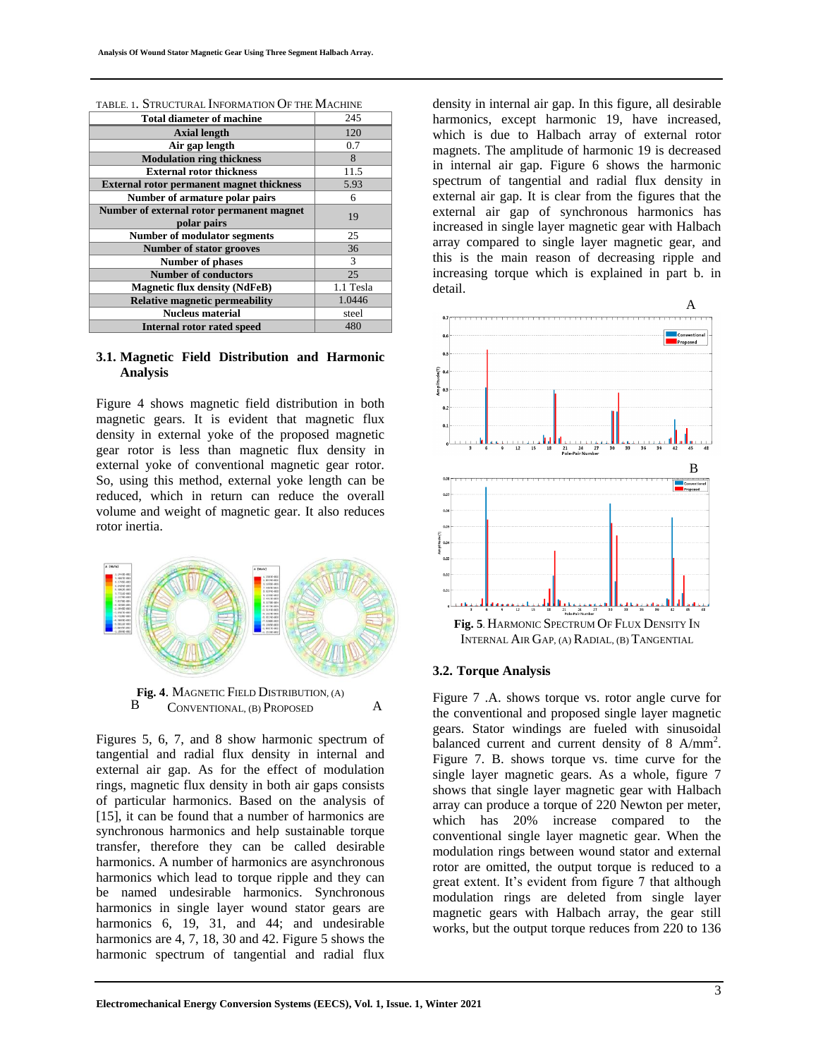TABLE. 1. Structural Information Of The Machine

| Total diameter of machine | 245 |
|---|---|
| Axial length | 120 |
| Air gap length | 0.7 |
| Modulation ring thickness | 8 |
| External rotor thickness | 11.5 |
| External rotor permanent magnet thickness | 5.93 |
| Number of armature polar pairs | 6 |
| Number of external rotor permanent magnet polar pairs | 19 |
| Number of modulator segments | 25 |
| Number of stator grooves | 36 |
| Number of phases | 3 |
| Number of conductors | 25 |
| Magnetic flux density (NdFeB) | 1.1 Tesla |
| Relative magnetic permeability | 1.0446 |
| Nucleus material | steel |
| Internal rotor rated speed | 480 |

### 3.1. Magnetic Field Distribution and Harmonic Analysis

Figure 4 shows magnetic field distribution in both magnetic gears. It is evident that magnetic flux density in external yoke of the proposed magnetic gear rotor is less than magnetic flux density in external yoke of conventional magnetic gear rotor. So, using this method, external yoke length can be reduced, which in return can reduce the overall volume and weight of magnetic gear. It also reduces rotor inertia.

**Fig. 4**. Magnetic Field Distribution, (A) Conventional, (B) Proposed

Figures 5, 6, 7, and 8 show harmonic spectrum of tangential and radial flux density in internal and external air gap. As for the effect of modulation rings, magnetic flux density in both air gaps consists of particular harmonics. Based on the analysis of [15], it can be found that a number of harmonics are synchronous harmonics and help sustainable torque transfer, therefore they can be called desirable harmonics. A number of harmonics are asynchronous harmonics which lead to torque ripple and they can be named undesirable harmonics. Synchronous harmonics in single layer wound stator gears are harmonics 6, 19, 31, and 44; and undesirable harmonics are 4, 7, 18, 30 and 42. Figure 5 shows the harmonic spectrum of tangential and radial flux density in internal air gap. In this figure, all desirable harmonics, except harmonic 19, have increased, which is due to Halbach array of external rotor magnets. The amplitude of harmonic 19 is decreased in internal air gap. Figure 6 shows the harmonic spectrum of tangential and radial flux density in external air gap. It is clear from the figures that the external air gap of synchronous harmonics has increased in single layer magnetic gear with Halbach array compared to single layer magnetic gear, and this is the main reason of decreasing ripple and increasing torque which is explained in part b. in detail.

**Fig. 5**. Harmonic Spectrum Of Flux Density In Internal Air Gap, (A) Radial, (B) Tangential

### 3.2. Torque Analysis

Figure 7 .A. shows torque vs. rotor angle curve for the conventional and proposed single layer magnetic gears. Stator windings are fueled with sinusoidal balanced current and current density of 8 A/mm$^2$. Figure 7. B. shows torque vs. time curve for the single layer magnetic gears. As a whole, figure 7 shows that single layer magnetic gear with Halbach array can produce a torque of 220 Newton per meter, which has 20% increase compared to the conventional single layer magnetic gear. When the modulation rings between wound stator and external rotor are omitted, the output torque is reduced to a great extent. It's evident from figure 7 that although modulation rings are deleted from single layer magnetic gears with Halbach array, the gear still works, but the output torque reduces from 220 to 136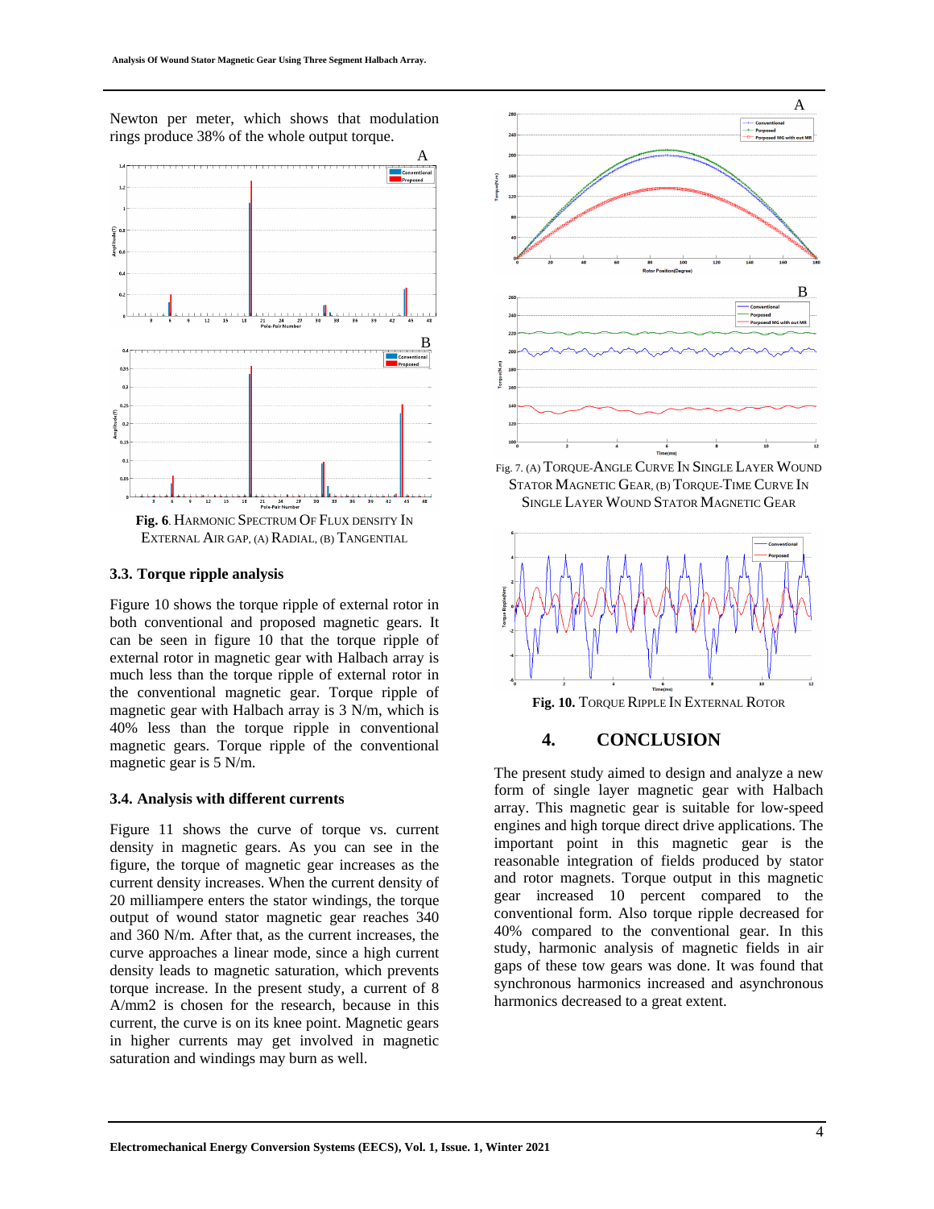Newton per meter, which shows that modulation rings produce 38% of the whole output torque.

**Fig. 6**. Harmonic Spectrum Of Flux density In External Air gap, (A) Radial, (B) Tangential

### 3.3. Torque ripple analysis

Figure 10 shows the torque ripple of external rotor in both conventional and proposed magnetic gears. It can be seen in figure 10 that the torque ripple of external rotor in magnetic gear with Halbach array is much less than the torque ripple of external rotor in the conventional magnetic gear. Torque ripple of magnetic gear with Halbach array is 3 N/m, which is 40% less than the torque ripple in conventional magnetic gears. Torque ripple of the conventional magnetic gear is 5 N/m.

### 3.4. Analysis with different currents

Figure 11 shows the curve of torque vs. current density in magnetic gears. As you can see in the figure, the torque of magnetic gear increases as the current density increases. When the current density of 20 milliampere enters the stator windings, the torque output of wound stator magnetic gear reaches 340 and 360 N/m. After that, as the current increases, the curve approaches a linear mode, since a high current density leads to magnetic saturation, which prevents torque increase. In the present study, a current of 8 A/mm2 is chosen for the research, because in this current, the curve is on its knee point. Magnetic gears in higher currents may get involved in magnetic saturation and windings may burn as well.

Fig. 7. (A) Torque-Angle Curve In Single Layer Wound Stator Magnetic Gear, (B) Torque-Time Curve In Single Layer Wound Stator Magnetic Gear

**Fig. 10.** Torque Ripple In External Rotor

## 4. CONCLUSION

The present study aimed to design and analyze a new form of single layer magnetic gear with Halbach array. This magnetic gear is suitable for low-speed engines and high torque direct drive applications. The important point in this magnetic gear is the reasonable integration of fields produced by stator and rotor magnets. Torque output in this magnetic gear increased 10 percent compared to the conventional form. Also torque ripple decreased for 40% compared to the conventional gear. In this study, harmonic analysis of magnetic fields in air gaps of these tow gears was done. It was found that synchronous harmonics increased and asynchronous harmonics decreased to a great extent.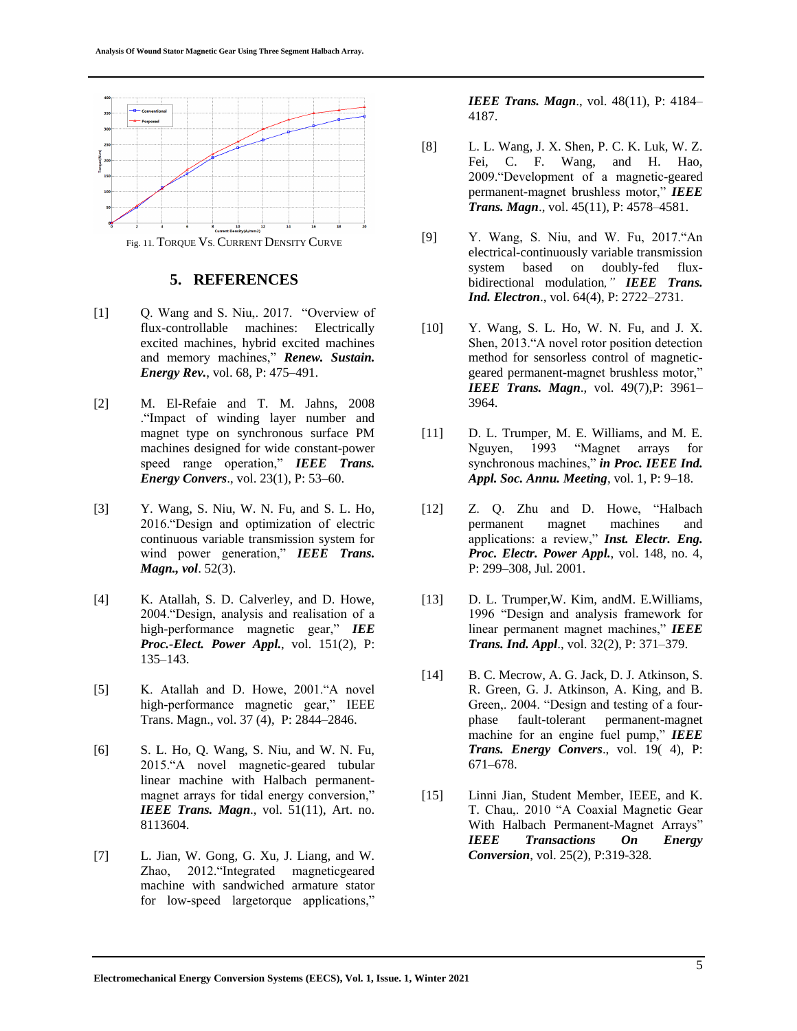400
350
300
250
200
150
100
50
0

Torque(N.m)

0 2 4 6 8 10 12 14 16 18 20

Current Density(A/mm2)

Conventional
Porposed

Fig. 11. TORQUE VS. CURRENT DENSITY CURVE

## 5. REFERENCES

[1] Q. Wang and S. Niu,. 2017. "Overview of flux-controllable machines: Electrically excited machines, hybrid excited machines and memory machines," ***Renew. Sustain. Energy Rev.***, vol. 68, P: 475–491.

[2] M. El-Refaie and T. M. Jahns, 2008 ."Impact of winding layer number and magnet type on synchronous surface PM machines designed for wide constant-power speed range operation," ***IEEE Trans. Energy Convers***., vol. 23(1), P: 53–60.

[3] Y. Wang, S. Niu, W. N. Fu, and S. L. Ho, 2016."Design and optimization of electric continuous variable transmission system for wind power generation," ***IEEE Trans. Magn., vol***. 52(3).

[4] K. Atallah, S. D. Calverley, and D. Howe, 2004."Design, analysis and realisation of a high-performance magnetic gear," ***IEE Proc.-Elect. Power Appl.***, vol. 151(2), P: 135–143.

[5] K. Atallah and D. Howe, 2001."A novel high-performance magnetic gear," IEEE Trans. Magn., vol. 37 (4), P: 2844–2846.

[6] S. L. Ho, Q. Wang, S. Niu, and W. N. Fu, 2015."A novel magnetic-geared tubular linear machine with Halbach permanent-magnet arrays for tidal energy conversion," ***IEEE Trans. Magn***., vol. 51(11), Art. no. 8113604.

[7] L. Jian, W. Gong, G. Xu, J. Liang, and W. Zhao, 2012."Integrated magneticgeared machine with sandwiched armature stator for low-speed largetorque applications," ***IEEE Trans. Magn***., vol. 48(11), P: 4184–4187.

[8] L. L. Wang, J. X. Shen, P. C. K. Luk, W. Z. Fei, C. F. Wang, and H. Hao, 2009."Development of a magnetic-geared permanent-magnet brushless motor," ***IEEE Trans. Magn***., vol. 45(11), P: 4578–4581.

[9] Y. Wang, S. Niu, and W. Fu, 2017."An electrical-continuously variable transmission system based on doubly-fed flux-bidirectional modulation," ***IEEE Trans. Ind. Electron***., vol. 64(4), P: 2722–2731.

[10] Y. Wang, S. L. Ho, W. N. Fu, and J. X. Shen, 2013."A novel rotor position detection method for sensorless control of magnetic-geared permanent-magnet brushless motor," ***IEEE Trans. Magn***., vol. 49(7),P: 3961–3964.

[11] D. L. Trumper, M. E. Williams, and M. E. Nguyen, 1993 "Magnet arrays for synchronous machines," ***in Proc. IEEE Ind. Appl. Soc. Annu. Meeting***, vol. 1, P: 9–18.

[12] Z. Q. Zhu and D. Howe, "Halbach permanent magnet machines and applications: a review," ***Inst. Electr. Eng. Proc. Electr. Power Appl.***, vol. 148, no. 4, P: 299–308, Jul. 2001.

[13] D. L. Trumper,W. Kim, andM. E.Williams, 1996 "Design and analysis framework for linear permanent magnet machines," ***IEEE Trans. Ind. Appl***., vol. 32(2), P: 371–379.

[14] B. C. Mecrow, A. G. Jack, D. J. Atkinson, S. R. Green, G. J. Atkinson, A. King, and B. Green,. 2004. "Design and testing of a four-phase fault-tolerant permanent-magnet machine for an engine fuel pump," ***IEEE Trans. Energy Convers***., vol. 19( 4), P: 671–678.

[15] Linni Jian, Student Member, IEEE, and K. T. Chau,. 2010 "A Coaxial Magnetic Gear With Halbach Permanent-Magnet Arrays" ***IEEE Transactions On Energy Conversion***, vol. 25(2), P:319-328.